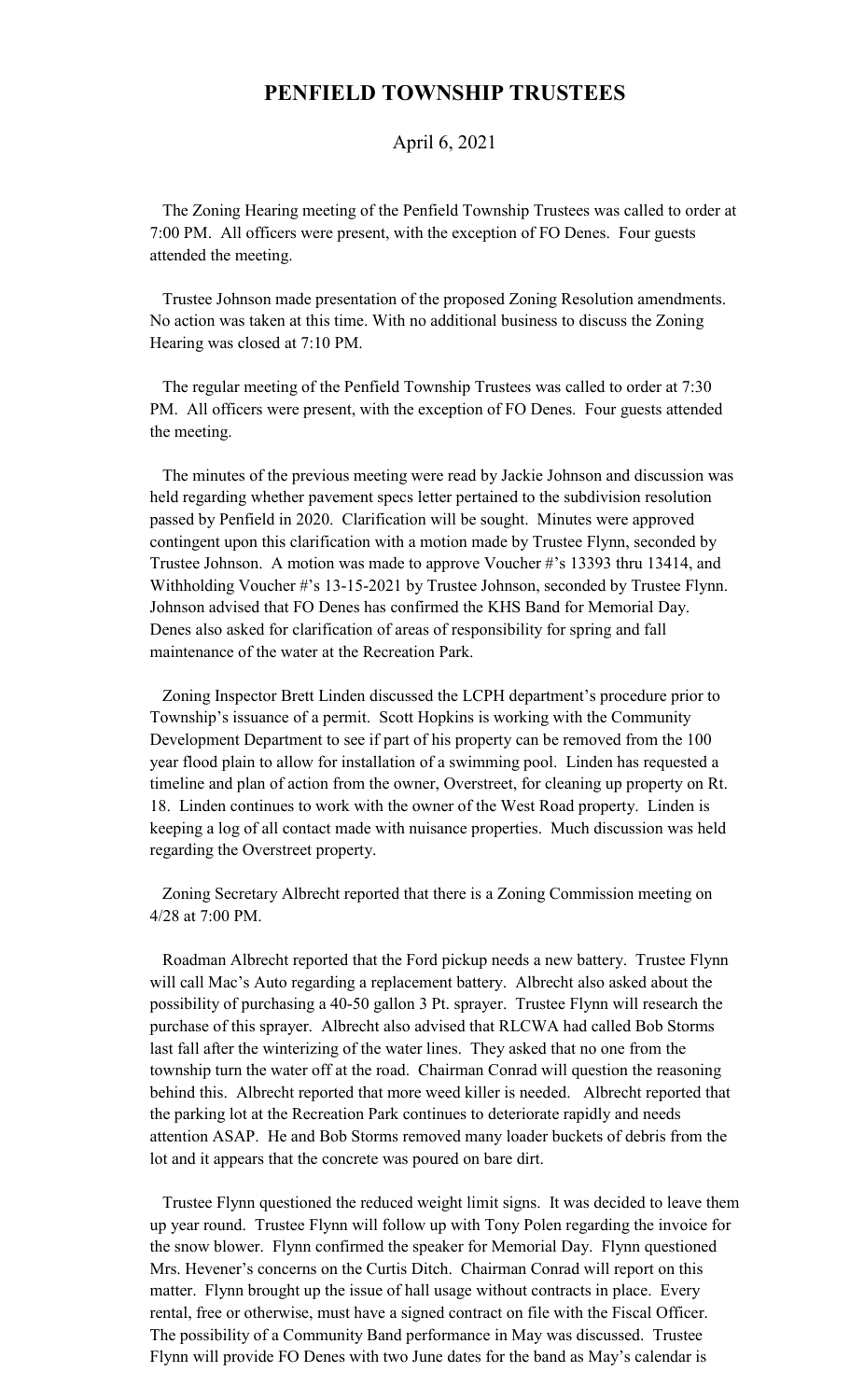# PENFIELD TOWNSHIP TRUSTEES

April 6, 2021

The Zoning Hearing meeting of the Penfield Township Trustees was called to order at 7:00 PM. All officers were present, with the exception of FO Denes. Four guests attended the meeting.

Trustee Johnson made presentation of the proposed Zoning Resolution amendments. No action was taken at this time. With no additional business to discuss the Zoning Hearing was closed at 7:10 PM.

The regular meeting of the Penfield Township Trustees was called to order at 7:30 PM. All officers were present, with the exception of FO Denes. Four guests attended the meeting.

The minutes of the previous meeting were read by Jackie Johnson and discussion was held regarding whether pavement specs letter pertained to the subdivision resolution passed by Penfield in 2020. Clarification will be sought. Minutes were approved contingent upon this clarification with a motion made by Trustee Flynn, seconded by Trustee Johnson. A motion was made to approve Voucher #'s 13393 thru 13414, and Withholding Voucher #'s 13-15-2021 by Trustee Johnson, seconded by Trustee Flynn. Johnson advised that FO Denes has confirmed the KHS Band for Memorial Day. Denes also asked for clarification of areas of responsibility for spring and fall maintenance of the water at the Recreation Park.

Zoning Inspector Brett Linden discussed the LCPH department's procedure prior to Township's issuance of a permit. Scott Hopkins is working with the Community Development Department to see if part of his property can be removed from the 100 year flood plain to allow for installation of a swimming pool. Linden has requested a timeline and plan of action from the owner, Overstreet, for cleaning up property on Rt. 18. Linden continues to work with the owner of the West Road property. Linden is keeping a log of all contact made with nuisance properties. Much discussion was held regarding the Overstreet property.

Zoning Secretary Albrecht reported that there is a Zoning Commission meeting on 4/28 at 7:00 PM.

Roadman Albrecht reported that the Ford pickup needs a new battery. Trustee Flynn will call Mac's Auto regarding a replacement battery. Albrecht also asked about the possibility of purchasing a 40-50 gallon 3 Pt. sprayer. Trustee Flynn will research the purchase of this sprayer. Albrecht also advised that RLCWA had called Bob Storms last fall after the winterizing of the water lines. They asked that no one from the township turn the water off at the road. Chairman Conrad will question the reasoning behind this. Albrecht reported that more weed killer is needed. Albrecht reported that the parking lot at the Recreation Park continues to deteriorate rapidly and needs attention ASAP. He and Bob Storms removed many loader buckets of debris from the lot and it appears that the concrete was poured on bare dirt.

Trustee Flynn questioned the reduced weight limit signs. It was decided to leave them up year round. Trustee Flynn will follow up with Tony Polen regarding the invoice for the snow blower. Flynn confirmed the speaker for Memorial Day. Flynn questioned Mrs. Hevener's concerns on the Curtis Ditch. Chairman Conrad will report on this matter. Flynn brought up the issue of hall usage without contracts in place. Every rental, free or otherwise, must have a signed contract on file with the Fiscal Officer. The possibility of a Community Band performance in May was discussed. Trustee Flynn will provide FO Denes with two June dates for the band as May's calendar is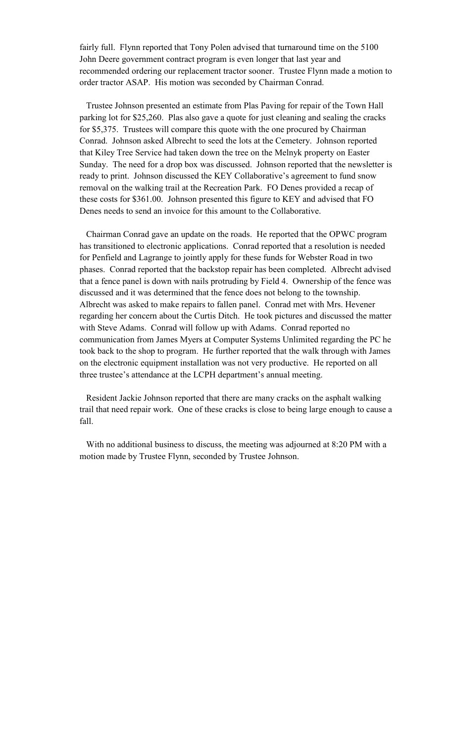fairly full. Flynn reported that Tony Polen advised that turnaround time on the 5100 John Deere government contract program is even longer that last year and recommended ordering our replacement tractor sooner. Trustee Flynn made a motion to order tractor ASAP. His motion was seconded by Chairman Conrad.

Trustee Johnson presented an estimate from Plas Paving for repair of the Town Hall parking lot for $25,260. Plas also gave a quote for just cleaning and sealing the cracks for $5,375. Trustees will compare this quote with the one procured by Chairman Conrad. Johnson asked Albrecht to seed the lots at the Cemetery. Johnson reported that Kiley Tree Service had taken down the tree on the Melnyk property on Easter Sunday. The need for a drop box was discussed. Johnson reported that the newsletter is ready to print. Johnson discussed the KEY Collaborative's agreement to fund snow removal on the walking trail at the Recreation Park. FO Denes provided a recap of these costs for $361.00. Johnson presented this figure to KEY and advised that FO Denes needs to send an invoice for this amount to the Collaborative.

Chairman Conrad gave an update on the roads. He reported that the OPWC program has transitioned to electronic applications. Conrad reported that a resolution is needed for Penfield and Lagrange to jointly apply for these funds for Webster Road in two phases. Conrad reported that the backstop repair has been completed. Albrecht advised that a fence panel is down with nails protruding by Field 4. Ownership of the fence was discussed and it was determined that the fence does not belong to the township. Albrecht was asked to make repairs to fallen panel. Conrad met with Mrs. Hevener regarding her concern about the Curtis Ditch. He took pictures and discussed the matter with Steve Adams. Conrad will follow up with Adams. Conrad reported no communication from James Myers at Computer Systems Unlimited regarding the PC he took back to the shop to program. He further reported that the walk through with James on the electronic equipment installation was not very productive. He reported on all three trustee's attendance at the LCPH department's annual meeting.

Resident Jackie Johnson reported that there are many cracks on the asphalt walking trail that need repair work. One of these cracks is close to being large enough to cause a fall.

With no additional business to discuss, the meeting was adjourned at 8:20 PM with a motion made by Trustee Flynn, seconded by Trustee Johnson.